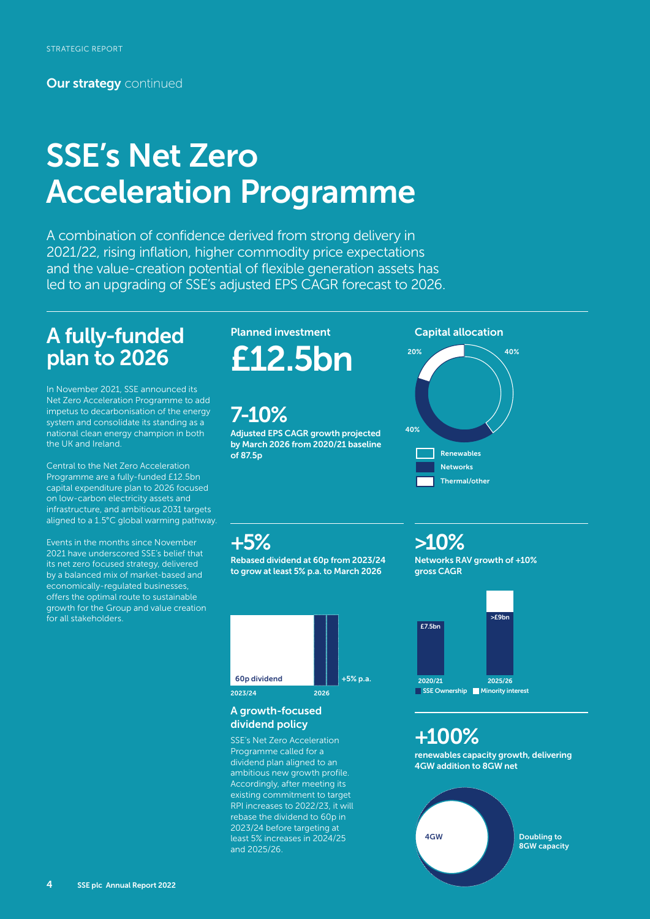STRATEGIC REPORT

**Our strategy** continued

# SSE's Net Zero Acceleration Programme

A combination of confidence derived from strong delivery in 2021/22, rising inflation, higher commodity price expectations and the value-creation potential of flexible generation assets has led to an upgrading of SSE's adjusted EPS CAGR forecast to 2026.

## A fully-funded plan to 2026

In November 2021, SSE announced its Net Zero Acceleration Programme to add impetus to decarbonisation of the energy system and consolidate its standing as a national clean energy champion in both the UK and Ireland.

Central to the Net Zero Acceleration Programme are a fully-funded £12.5bn capital expenditure plan to 2026 focused on low-carbon electricity assets and infrastructure, and ambitious 2031 targets aligned to a 1.5°C global warming pathway.

Events in the months since November 2021 have underscored SSE's belief that its net zero focused strategy, delivered by a balanced mix of market-based and economically-regulated businesses, offers the optimal route to sustainable growth for the Group and value creation for all stakeholders.

### Planned investment

**£12.5bn**

**7-10%**

**Adjusted EPS CAGR growth projected by March 2026 from 2020/21 baseline of 87.5p**

### Capital allocation

- Renewables: 40%
- Networks: 40%
- Thermal/other: 20%

**+5%**

**Rebased dividend at 60p from 2023/24 to grow at least 5% p.a. to March 2026**

- 2023/24: 60p dividend
- 2026: +5% p.a.

### A growth-focused dividend policy

SSE's Net Zero Acceleration Programme called for a dividend plan aligned to an ambitious new growth profile. Accordingly, after meeting its existing commitment to target RPI increases to 2022/23, it will rebase the dividend to 60p in 2023/24 before targeting at least 5% increases in 2024/25 and 2025/26.

**>10%**

**Networks RAV growth of +10% gross CAGR**

- 2020/21: £7.5bn
- 2025/26: >£9bn

SSE Ownership / Minority interest

**+100%**

**renewables capacity growth, delivering 4GW addition to 8GW net**

4GW — Doubling to 8GW capacity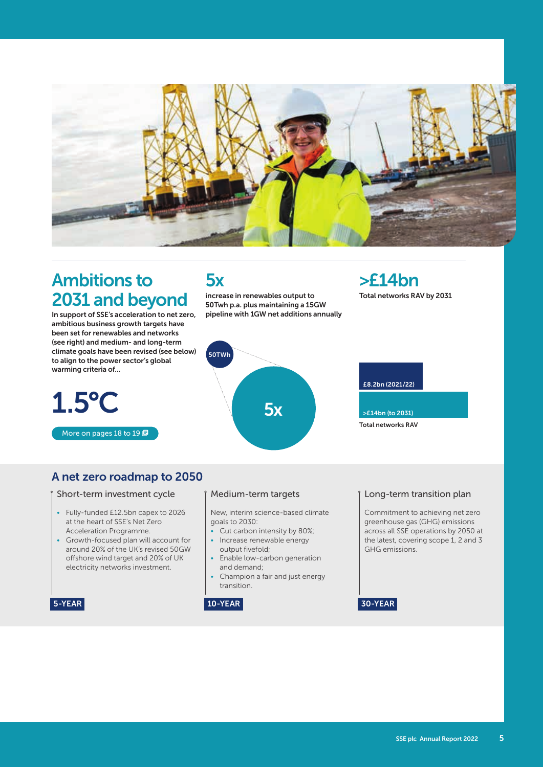# Ambitions to 2031 and beyond

**In support of SSE's acceleration to net zero, ambitious business growth targets have been set for renewables and networks (see right) and medium- and long-term climate goals have been revised (see below) to align to the power sector's global warming criteria of...**

## 1.5°C

More on pages 18 to 19

## 5x

**increase in renewables output to 50Twh p.a. plus maintaining a 15GW pipeline with 1GW net additions annually**

50TWh

5x

## >£14bn

**Total networks RAV by 2031**

£8.2bn (2021/22)

>£14bn (to 2031)

Total networks RAV

## A net zero roadmap to 2050

### Short-term investment cycle

- Fully-funded £12.5bn capex to 2026 at the heart of SSE's Net Zero Acceleration Programme.
- Growth-focused plan will account for around 20% of the UK's revised 50GW offshore wind target and 20% of UK electricity networks investment.

**5-YEAR**

### Medium-term targets

New, interim science-based climate goals to 2030:

- Cut carbon intensity by 80%;
- Increase renewable energy output fivefold;
- Enable low-carbon generation and demand;
- Champion a fair and just energy transition.

**10-YEAR**

### Long-term transition plan

Commitment to achieving net zero greenhouse gas (GHG) emissions across all SSE operations by 2050 at the latest, covering scope 1, 2 and 3 GHG emissions.

**30-YEAR**